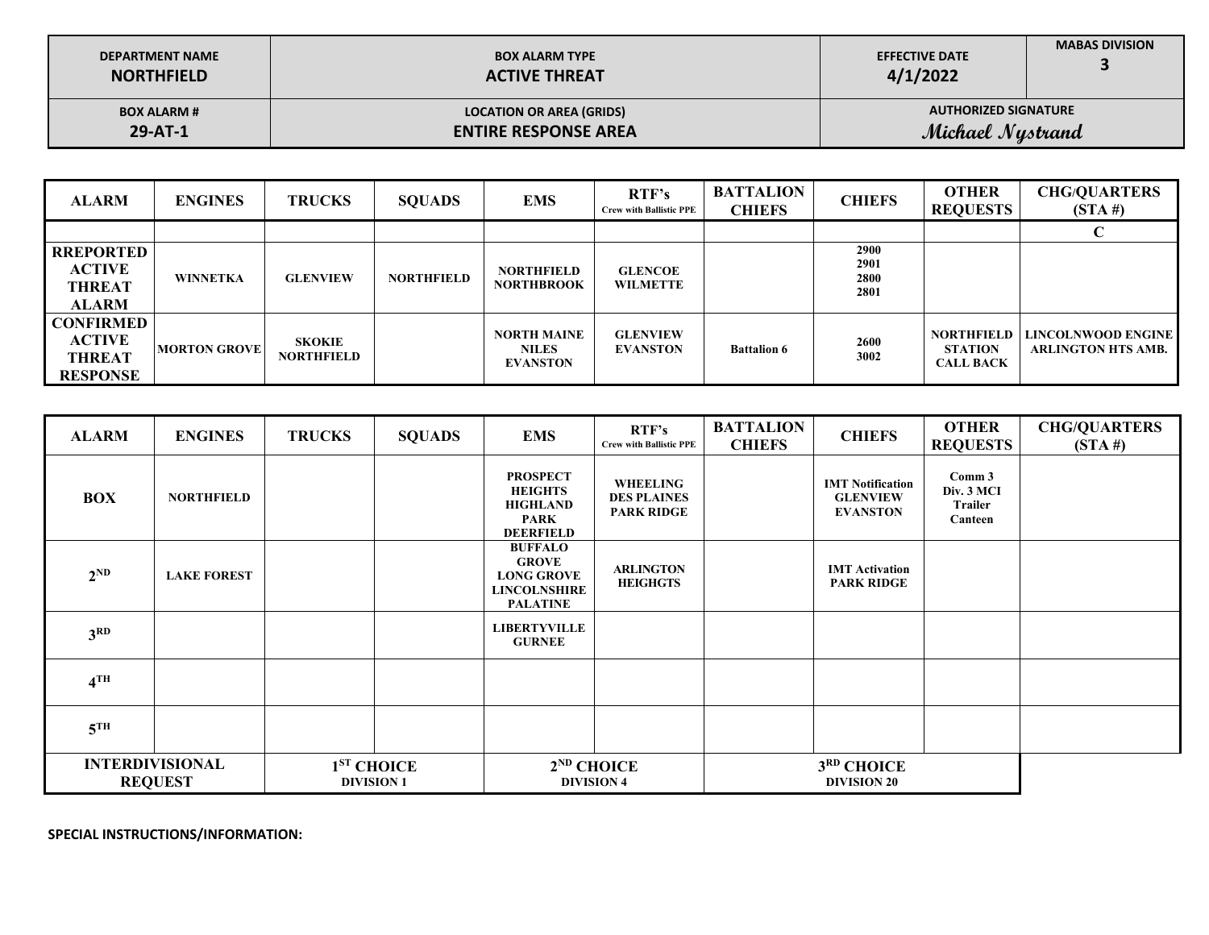| DEPARTMENT NAME | BOX ALARM TYPE | EFFECTIVE DATE | MABAS DIVISION |
|---|---|---|---|
| **NORTHFIELD** | **ACTIVE THREAT** | **4/1/2022** | **3** |
| **BOX ALARM #** | **LOCATION OR AREA (GRIDS)** | **AUTHORIZED SIGNATURE** | |
| **29-AT-1** | **ENTIRE RESPONSE AREA** | *Michael Nystrand* | |

| ALARM | ENGINES | TRUCKS | SQUADS | EMS | RTF's Crew with Ballistic PPE | BATTALION CHIEFS | CHIEFS | OTHER REQUESTS | CHG/QUARTERS (STA #) |
|---|---|---|---|---|---|---|---|---|---|
| | | | | | | | | | C |
| RREPORTED ACTIVE THREAT ALARM | WINNETKA | GLENVIEW | NORTHFIELD | NORTHFIELD NORTHBROOK | GLENCOE WILMETTE | | 2900 2901 2800 2801 | | |
| CONFIRMED ACTIVE THREAT RESPONSE | MORTON GROVE | SKOKIE NORTHFIELD | | NORTH MAINE NILES EVANSTON | GLENVIEW EVANSTON | Battalion 6 | 2600 3002 | NORTHFIELD STATION CALL BACK | LINCOLNWOOD ENGINE ARLINGTON HTS AMB. |

| ALARM | ENGINES | TRUCKS | SQUADS | EMS | RTF's Crew with Ballistic PPE | BATTALION CHIEFS | CHIEFS | OTHER REQUESTS | CHG/QUARTERS (STA #) |
|---|---|---|---|---|---|---|---|---|---|
| BOX | NORTHFIELD | | | PROSPECT HEIGHTS HIGHLAND PARK DEERFIELD | WHEELING DES PLAINES PARK RIDGE | | IMT Notification GLENVIEW EVANSTON | Comm 3 Div. 3 MCI Trailer Canteen | |
| 2ND | LAKE FOREST | | | BUFFALO GROVE LONG GROVE LINCOLNSHIRE PALATINE | ARLINGTON HEIGHGTS | | IMT Activation PARK RIDGE | | |
| 3RD | | | | LIBERTYVILLE GURNEE | | | | | |
| 4TH | | | | | | | | | |
| 5TH | | | | | | | | | |
| INTERDIVISIONAL REQUEST | | 1ST CHOICE DIVISION 1 | | 2ND CHOICE DIVISION 4 | | 3RD CHOICE DIVISION 20 | | | |

**SPECIAL INSTRUCTIONS/INFORMATION:**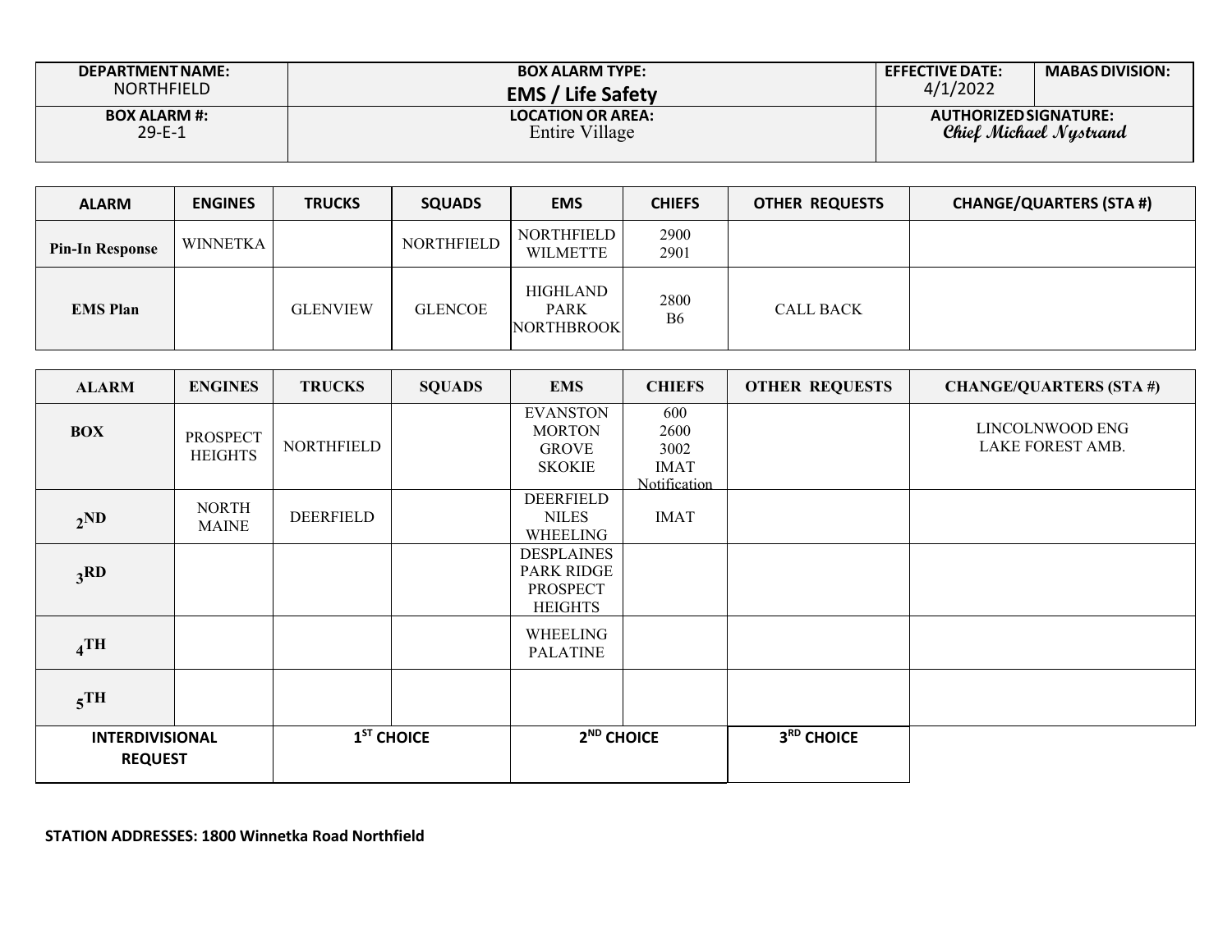| DEPARTMENT NAME: NORTHFIELD | BOX ALARM TYPE: **EMS / Life Safety** | EFFECTIVE DATE: 4/1/2022 | MABAS DIVISION: |
|---|---|---|---|
| BOX ALARM #: 29-E-1 | LOCATION OR AREA: Entire Village | AUTHORIZED SIGNATURE: *Chief Michael Nystrand* | |

| ALARM | ENGINES | TRUCKS | SQUADS | EMS | CHIEFS | OTHER REQUESTS | CHANGE/QUARTERS (STA #) |
|---|---|---|---|---|---|---|---|
| Pin-In Response | WINNETKA | | NORTHFIELD | NORTHFIELD WILMETTE | 2900 2901 | | |
| EMS Plan | | GLENVIEW | GLENCOE | HIGHLAND PARK NORTHBROOK | 2800 B6 | CALL BACK | |

| ALARM | ENGINES | TRUCKS | SQUADS | EMS | CHIEFS | OTHER REQUESTS | CHANGE/QUARTERS (STA #) |
|---|---|---|---|---|---|---|---|
| BOX | PROSPECT HEIGHTS | NORTHFIELD | | EVANSTON MORTON GROVE SKOKIE | 600 2600 3002 IMAT Notification | | LINCOLNWOOD ENG LAKE FOREST AMB. |
| 2ND | NORTH MAINE | DEERFIELD | | DEERFIELD NILES WHEELING | IMAT | | |
| 3RD | | | | DESPLAINES PARK RIDGE PROSPECT HEIGHTS | | | |
| 4TH | | | | WHEELING PALATINE | | | |
| 5TH | | | | | | | |

| INTERDIVISIONAL REQUEST | 1ST CHOICE | 2ND CHOICE | 3RD CHOICE |
|---|---|---|---|
| | | | |

**STATION ADDRESSES: 1800 Winnetka Road Northfield**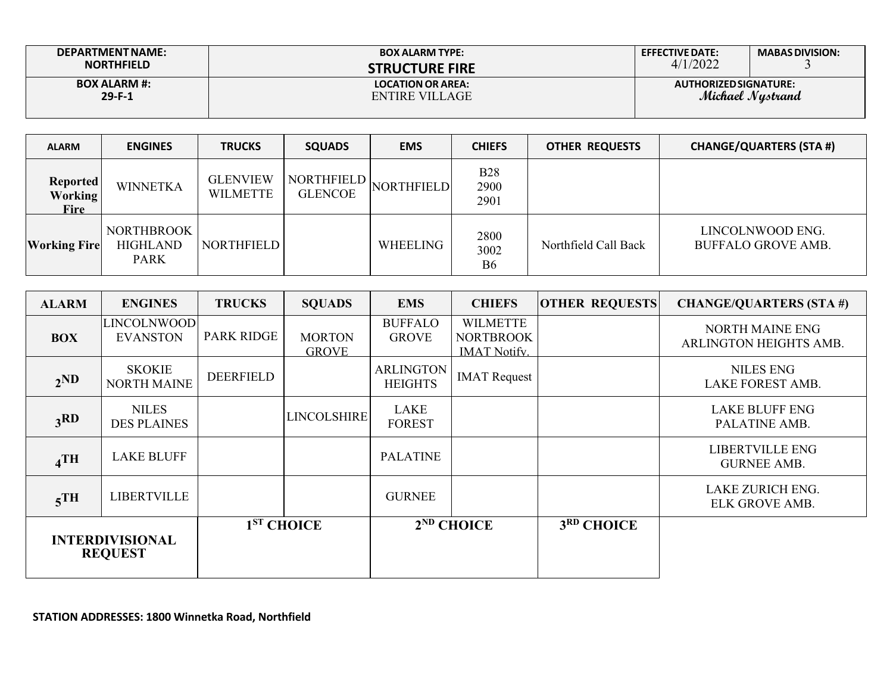| DEPARTMENT NAME: NORTHFIELD | BOX ALARM TYPE: **STRUCTURE FIRE** | EFFECTIVE DATE: 4/1/2022 | MABAS DIVISION: 3 |
|---|---|---|---|
| **BOX ALARM #: 29-F-1** | **LOCATION OR AREA:** ENTIRE VILLAGE | **AUTHORIZED SIGNATURE:** *Michael Nystrand* | |

| ALARM | ENGINES | TRUCKS | SQUADS | EMS | CHIEFS | OTHER REQUESTS | CHANGE/QUARTERS (STA #) |
|---|---|---|---|---|---|---|---|
| **Reported Working Fire** | WINNETKA | GLENVIEW WILMETTE | NORTHFIELD GLENCOE | NORTHFIELD | B28 2900 2901 | | |
| **Working Fire** | NORTHBROOK HIGHLAND PARK | NORTHFIELD | | WHEELING | 2800 3002 B6 | Northfield Call Back | LINCOLNWOOD ENG. BUFFALO GROVE AMB. |

| ALARM | ENGINES | TRUCKS | SQUADS | EMS | CHIEFS | OTHER REQUESTS | CHANGE/QUARTERS (STA #) |
|---|---|---|---|---|---|---|---|
| **BOX** | LINCOLNWOOD EVANSTON | PARK RIDGE | MORTON GROVE | BUFFALO GROVE | WILMETTE NORTBROOK IMAT Notify. | | NORTH MAINE ENG ARLINGTON HEIGHTS AMB. |
| **2ND** | SKOKIE NORTH MAINE | DEERFIELD | | ARLINGTON HEIGHTS | IMAT Request | | NILES ENG LAKE FOREST AMB. |
| **3RD** | NILES DES PLAINES | | LINCOLSHIRE | LAKE FOREST | | | LAKE BLUFF ENG PALATINE AMB. |
| **4TH** | LAKE BLUFF | | | PALATINE | | | LIBERTVILLE ENG GURNEE AMB. |
| **5TH** | LIBERTVILLE | | | GURNEE | | | LAKE ZURICH ENG. ELK GROVE AMB. |
| **INTERDIVISIONAL REQUEST** | | **1ST CHOICE** | | **2ND CHOICE** | | **3RD CHOICE** | |

**STATION ADDRESSES: 1800 Winnetka Road, Northfield**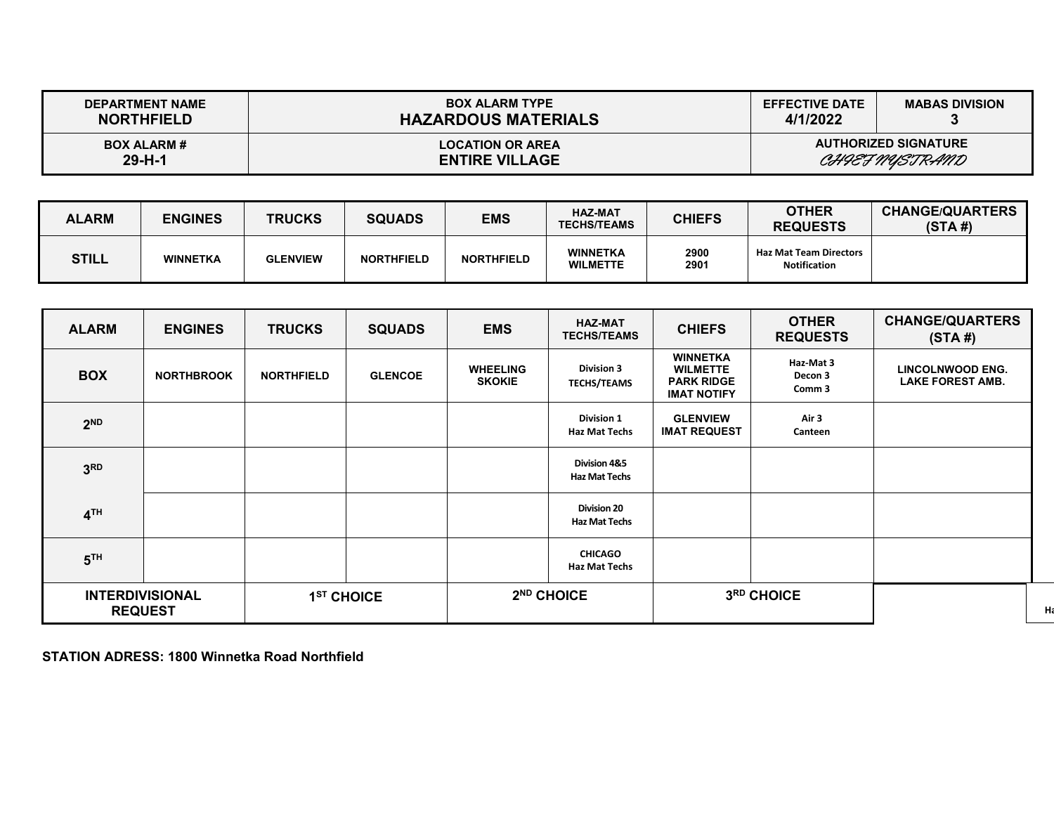| DEPARTMENT NAME NORTHFIELD | BOX ALARM TYPE HAZARDOUS MATERIALS | EFFECTIVE DATE 4/1/2022 | MABAS DIVISION 3 |
|---|---|---|---|
| **BOX ALARM #** 29-H-1 | **LOCATION OR AREA** ENTIRE VILLAGE | **AUTHORIZED SIGNATURE** CHIEF NYSTRAND | |

| ALARM | ENGINES | TRUCKS | SQUADS | EMS | HAZ-MAT TECHS/TEAMS | CHIEFS | OTHER REQUESTS | CHANGE/QUARTERS (STA #) |
|---|---|---|---|---|---|---|---|---|
| **STILL** | WINNETKA | GLENVIEW | NORTHFIELD | NORTHFIELD | WINNETKA WILMETTE | 2900 2901 | Haz Mat Team Directors Notification | |

| ALARM | ENGINES | TRUCKS | SQUADS | EMS | HAZ-MAT TECHS/TEAMS | CHIEFS | OTHER REQUESTS | CHANGE/QUARTERS (STA #) |
|---|---|---|---|---|---|---|---|---|
| **BOX** | NORTHBROOK | NORTHFIELD | GLENCOE | WHEELING SKOKIE | Division 3 TECHS/TEAMS | WINNETKA WILMETTE PARK RIDGE IMAT NOTIFY | Haz-Mat 3 Decon 3 Comm 3 | LINCOLNWOOD ENG. LAKE FOREST AMB. |
| **2ND** | | | | | Division 1 Haz Mat Techs | GLENVIEW IMAT REQUEST | Air 3 Canteen | |
| **3RD** | | | | | Division 4&5 Haz Mat Techs | | | |
| **4TH** | | | | | Division 20 Haz Mat Techs | | | |
| **5TH** | | | | | CHICAGO Haz Mat Techs | | | |
| **INTERDIVISIONAL REQUEST** | **1ST CHOICE** | | **2ND CHOICE** | | **3RD CHOICE** | | | |

**STATION ADRESS: 1800 Winnetka Road Northfield**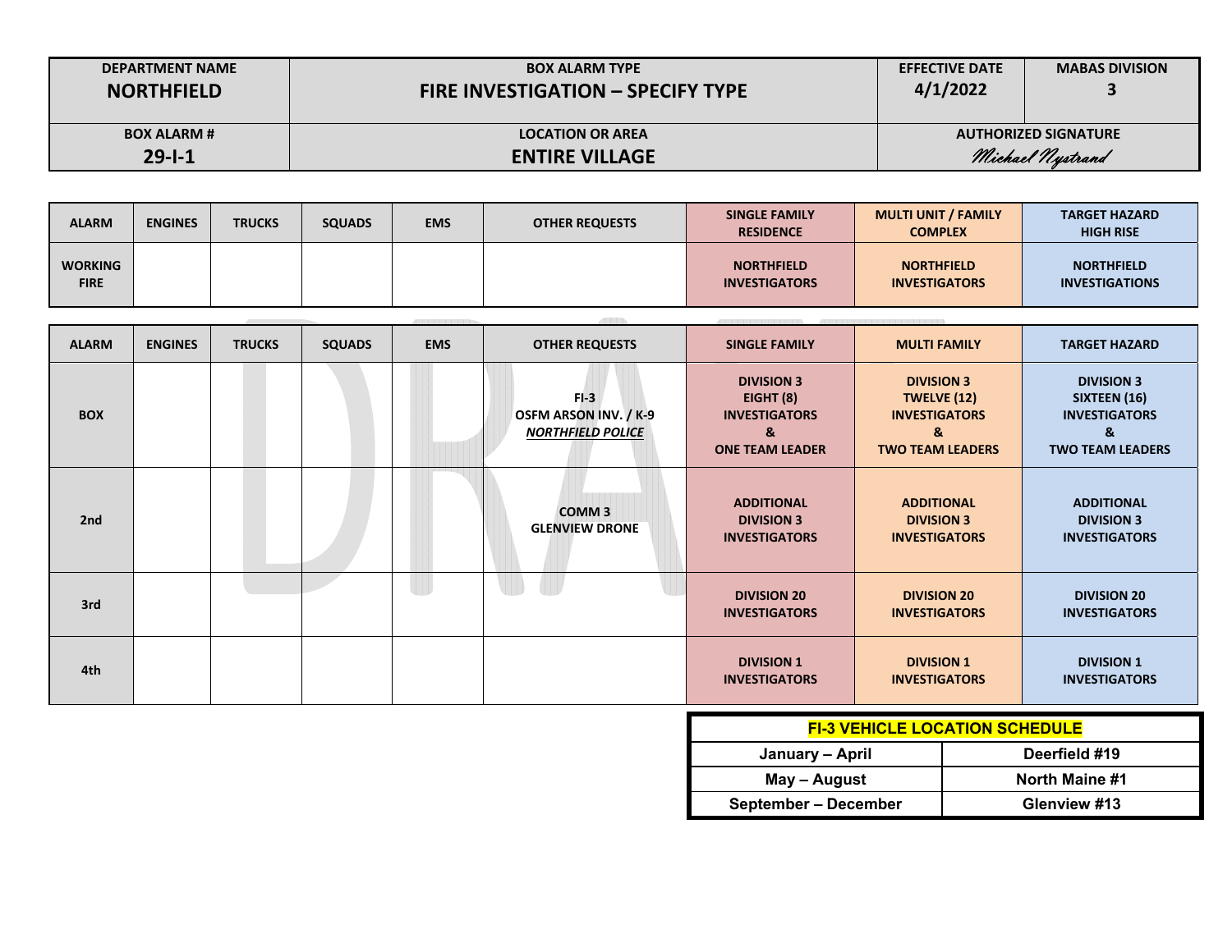| DEPARTMENT NAME | BOX ALARM TYPE | EFFECTIVE DATE | MABAS DIVISION |
|---|---|---|---|
| **NORTHFIELD** | **FIRE INVESTIGATION – SPECIFY TYPE** | **4/1/2022** | **3** |
| **BOX ALARM #** | **LOCATION OR AREA** | **AUTHORIZED SIGNATURE** | |
| **29-I-1** | **ENTIRE VILLAGE** | *Michael Nystrand* | |

| ALARM | ENGINES | TRUCKS | SQUADS | EMS | OTHER REQUESTS | SINGLE FAMILY RESIDENCE | MULTI UNIT / FAMILY COMPLEX | TARGET HAZARD HIGH RISE |
|---|---|---|---|---|---|---|---|---|
| **WORKING FIRE** | | | | | | **NORTHFIELD INVESTIGATORS** | **NORTHFIELD INVESTIGATORS** | **NORTHFIELD INVESTIGATIONS** |

| ALARM | ENGINES | TRUCKS | SQUADS | EMS | OTHER REQUESTS | SINGLE FAMILY | MULTI FAMILY | TARGET HAZARD |
|---|---|---|---|---|---|---|---|---|
| **BOX** | | | | | **FI-3**<br>**OSFM ARSON INV. / K-9**<br>***NORTHFIELD POLICE*** | **DIVISION 3**<br>**EIGHT (8)**<br>**INVESTIGATORS**<br>**&**<br>**ONE TEAM LEADER** | **DIVISION 3**<br>**TWELVE (12)**<br>**INVESTIGATORS**<br>**&**<br>**TWO TEAM LEADERS** | **DIVISION 3**<br>**SIXTEEN (16)**<br>**INVESTIGATORS**<br>**&**<br>**TWO TEAM LEADERS** |
| **2nd** | | | | | **COMM 3**<br>**GLENVIEW DRONE** | **ADDITIONAL DIVISION 3 INVESTIGATORS** | **ADDITIONAL DIVISION 3 INVESTIGATORS** | **ADDITIONAL DIVISION 3 INVESTIGATORS** |
| **3rd** | | | | | | **DIVISION 20 INVESTIGATORS** | **DIVISION 20 INVESTIGATORS** | **DIVISION 20 INVESTIGATORS** |
| **4th** | | | | | | **DIVISION 1 INVESTIGATORS** | **DIVISION 1 INVESTIGATORS** | **DIVISION 1 INVESTIGATORS** |

| FI-3 VEHICLE LOCATION SCHEDULE | |
|---|---|
| **January – April** | **Deerfield #19** |
| **May – August** | **North Maine #1** |
| **September – December** | **Glenview #13** |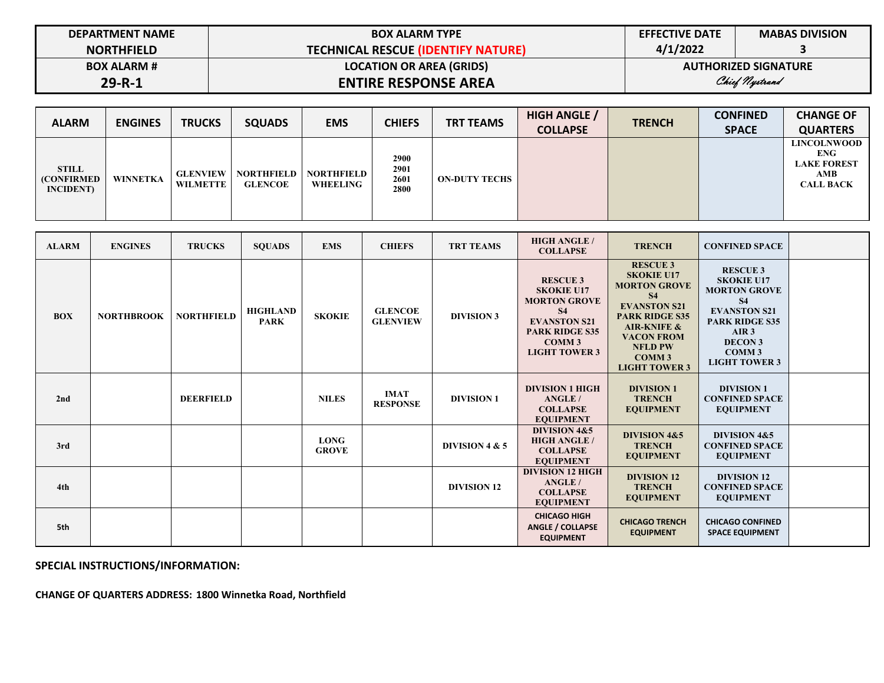| DEPARTMENT NAME | BOX ALARM TYPE | EFFECTIVE DATE | MABAS DIVISION |
|---|---|---|---|
| NORTHFIELD | TECHNICAL RESCUE (IDENTIFY NATURE) | 4/1/2022 | 3 |
| BOX ALARM # | LOCATION OR AREA (GRIDS) | AUTHORIZED SIGNATURE | |
| 29-R-1 | ENTIRE RESPONSE AREA | Chief Nystrand | |

| ALARM | ENGINES | TRUCKS | SQUADS | EMS | CHIEFS | TRT TEAMS | HIGH ANGLE / COLLAPSE | TRENCH | CONFINED SPACE | CHANGE OF QUARTERS |
|---|---|---|---|---|---|---|---|---|---|---|
| STILL (CONFIRMED INCIDENT) | WINNETKA | GLENVIEW WILMETTE | NORTHFIELD GLENCOE | NORTHFIELD WHEELING | 2900 2901 2601 2800 | ON-DUTY TECHS | | | | LINCOLNWOOD ENG LAKE FOREST AMB CALL BACK |

| ALARM | ENGINES | TRUCKS | SQUADS | EMS | CHIEFS | TRT TEAMS | HIGH ANGLE / COLLAPSE | TRENCH | CONFINED SPACE | |
|---|---|---|---|---|---|---|---|---|---|---|
| BOX | NORTHBROOK | NORTHFIELD | HIGHLAND PARK | SKOKIE | GLENCOE GLENVIEW | DIVISION 3 | RESCUE 3 SKOKIE U17 MORTON GROVE S4 EVANSTON S21 PARK RIDGE S35 COMM 3 LIGHT TOWER 3 | RESCUE 3 SKOKIE U17 MORTON GROVE S4 EVANSTON S21 PARK RIDGE S35 AIR-KNIFE & VACON FROM NFLD PW COMM 3 LIGHT TOWER 3 | RESCUE 3 SKOKIE U17 MORTON GROVE S4 EVANSTON S21 PARK RIDGE S35 AIR 3 DECON 3 COMM 3 LIGHT TOWER 3 | |
| 2nd | | DEERFIELD | | NILES | IMAT RESPONSE | DIVISION 1 | DIVISION 1 HIGH ANGLE / COLLAPSE EQUIPMENT | DIVISION 1 TRENCH EQUIPMENT | DIVISION 1 CONFINED SPACE EQUIPMENT | |
| 3rd | | | | LONG GROVE | | DIVISION 4 & 5 | DIVISION 4&5 HIGH ANGLE / COLLAPSE EQUIPMENT | DIVISION 4&5 TRENCH EQUIPMENT | DIVISION 4&5 CONFINED SPACE EQUIPMENT | |
| 4th | | | | | | DIVISION 12 | DIVISION 12 HIGH ANGLE / COLLAPSE EQUIPMENT | DIVISION 12 TRENCH EQUIPMENT | DIVISION 12 CONFINED SPACE EQUIPMENT | |
| 5th | | | | | | | CHICAGO HIGH ANGLE / COLLAPSE EQUIPMENT | CHICAGO TRENCH EQUIPMENT | CHICAGO CONFINED SPACE EQUIPMENT | |

**SPECIAL INSTRUCTIONS/INFORMATION:**

**CHANGE OF QUARTERS ADDRESS: 1800 Winnetka Road, Northfield**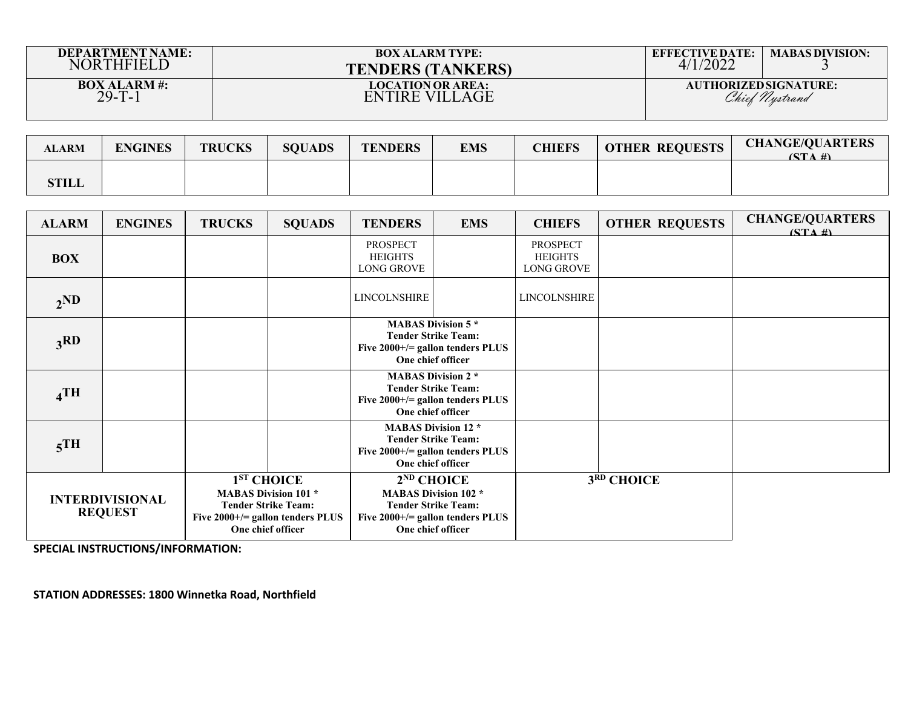| DEPARTMENT NAME: NORTHFIELD | BOX ALARM TYPE: **TENDERS (TANKERS)** | EFFECTIVE DATE: 4/1/2022 | MABAS DIVISION: 3 |
|---|---|---|---|
| BOX ALARM #: 29-T-1 | LOCATION OR AREA: ENTIRE VILLAGE | AUTHORIZED SIGNATURE: *Chief Nystrand* | |

| ALARM | ENGINES | TRUCKS | SQUADS | TENDERS | EMS | CHIEFS | OTHER REQUESTS | CHANGE/QUARTERS (STA #) |
|---|---|---|---|---|---|---|---|---|
| STILL | | | | | | | | |

| ALARM | ENGINES | TRUCKS | SQUADS | TENDERS | EMS | CHIEFS | OTHER REQUESTS | CHANGE/QUARTERS (STA #) |
|---|---|---|---|---|---|---|---|---|
| BOX | | | | PROSPECT HEIGHTS LONG GROVE | | PROSPECT HEIGHTS LONG GROVE | | |
| 2ND | | | | LINCOLNSHIRE | | LINCOLNSHIRE | | |
| 3RD | | | | **MABAS Division 5 * Tender Strike Team: Five 2000+/= gallon tenders PLUS One chief officer** | | | | |
| 4TH | | | | **MABAS Division 2 * Tender Strike Team: Five 2000+/= gallon tenders PLUS One chief officer** | | | | |
| 5TH | | | | **MABAS Division 12 * Tender Strike Team: Five 2000+/= gallon tenders PLUS One chief officer** | | | | |
| **INTERDIVISIONAL REQUEST** | | **1ST CHOICE** MABAS Division 101 * Tender Strike Team: Five 2000+/= gallon tenders PLUS One chief officer | | **2ND CHOICE** MABAS Division 102 * Tender Strike Team: Five 2000+/= gallon tenders PLUS One chief officer | | **3RD CHOICE** | | |

**SPECIAL INSTRUCTIONS/INFORMATION:**

**STATION ADDRESSES: 1800 Winnetka Road, Northfield**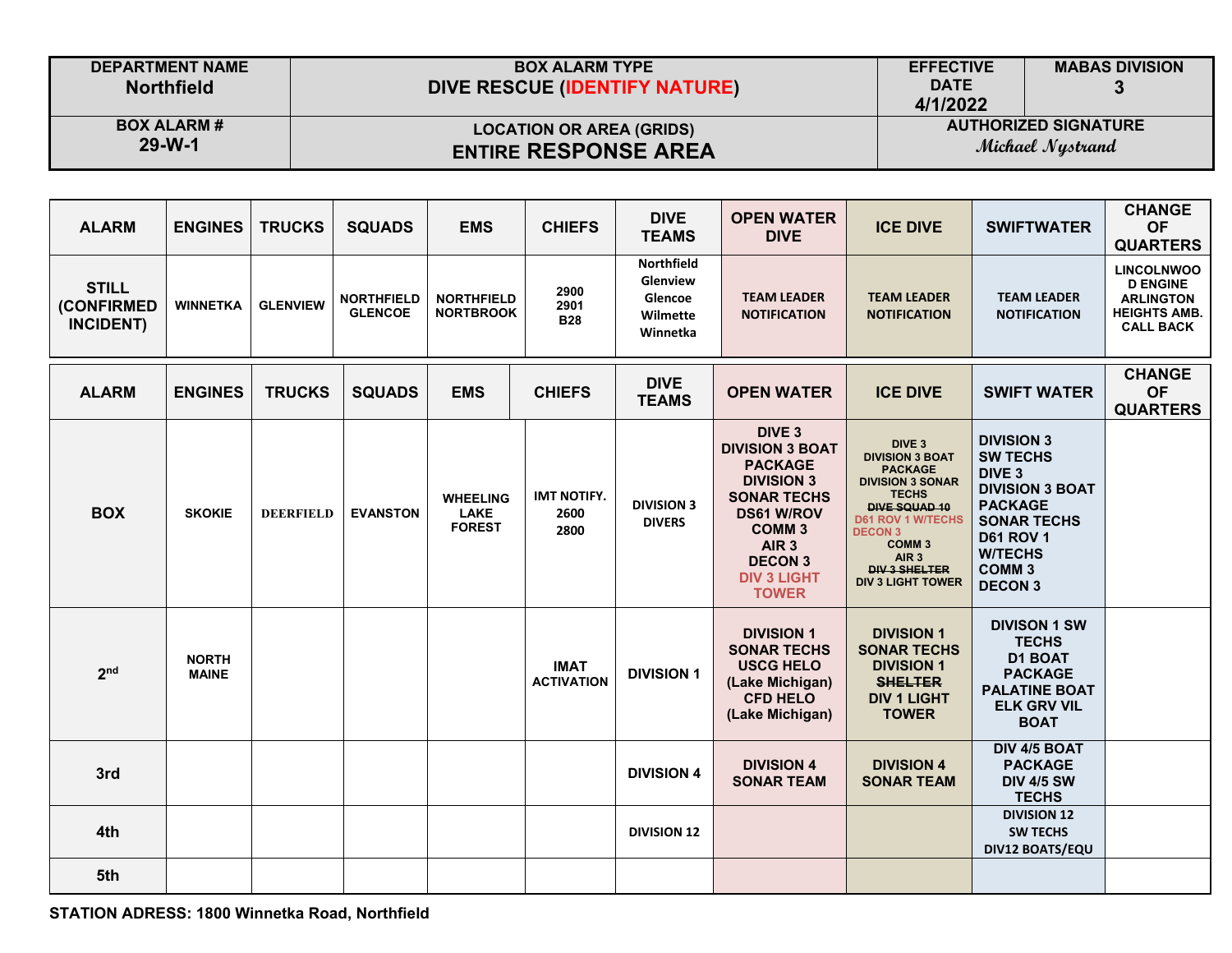| DEPARTMENT NAME | BOX ALARM TYPE | EFFECTIVE DATE | MABAS DIVISION |
|---|---|---|---|
| **Northfield** | **DIVE RESCUE (IDENTIFY NATURE)** | **4/1/2022** | **3** |
| **BOX ALARM #** | **LOCATION OR AREA (GRIDS)** | **AUTHORIZED SIGNATURE** | |
| **29-W-1** | **ENTIRE RESPONSE AREA** | *Michael Nystrand* | |

| ALARM | ENGINES | TRUCKS | SQUADS | EMS | CHIEFS | DIVE TEAMS | OPEN WATER DIVE | ICE DIVE | SWIFTWATER | CHANGE OF QUARTERS |
|---|---|---|---|---|---|---|---|---|---|---|
| STILL (CONFIRMED INCIDENT) | WINNETKA | GLENVIEW | NORTHFIELD GLENCOE | NORTHFIELD NORTBROOK | 2900 2901 B28 | Northfield Glenview Glencoe Wilmette Winnetka | TEAM LEADER NOTIFICATION | TEAM LEADER NOTIFICATION | TEAM LEADER NOTIFICATION | LINCOLNWOOD ENGINE ARLINGTON HEIGHTS AMB. CALL BACK |

| ALARM | ENGINES | TRUCKS | SQUADS | EMS | CHIEFS | DIVE TEAMS | OPEN WATER | ICE DIVE | SWIFT WATER | CHANGE OF QUARTERS |
|---|---|---|---|---|---|---|---|---|---|---|
| BOX | SKOKIE | DEERFIELD | EVANSTON | WHEELING LAKE FOREST | IMT NOTIFY. 2600 2800 | DIVISION 3 DIVERS | DIVE 3 DIVISION 3 BOAT PACKAGE DIVISION 3 SONAR TECHS DS61 W/ROV COMM 3 AIR 3 DECON 3 DIV 3 LIGHT TOWER | DIVE 3 DIVISION 3 BOAT PACKAGE DIVISION 3 SONAR TECHS ~~DIVE SQUAD 10~~ D61 ROV 1 W/TECHS DECON 3 COMM 3 AIR 3 ~~DIV 3 SHELTER~~ DIV 3 LIGHT TOWER | DIVISION 3 SW TECHS DIVE 3 DIVISION 3 BOAT PACKAGE SONAR TECHS D61 ROV 1 W/TECHS COMM 3 DECON 3 | |
| 2nd | NORTH MAINE | | | | IMAT ACTIVATION | DIVISION 1 | DIVISION 1 SONAR TECHS USCG HELO (Lake Michigan) CFD HELO (Lake Michigan) | DIVISION 1 SONAR TECHS DIVISION 1 ~~SHELTER~~ DIV 1 LIGHT TOWER | DIVISON 1 SW TECHS D1 BOAT PACKAGE PALATINE BOAT ELK GRV VIL BOAT | |
| 3rd | | | | | | DIVISION 4 | DIVISION 4 SONAR TEAM | DIVISION 4 SONAR TEAM | DIV 4/5 BOAT PACKAGE DIV 4/5 SW TECHS | |
| 4th | | | | | | DIVISION 12 | | | DIVISION 12 SW TECHS DIV12 BOATS/EQU | |
| 5th | | | | | | | | | | |

**STATION ADRESS: 1800 Winnetka Road, Northfield**